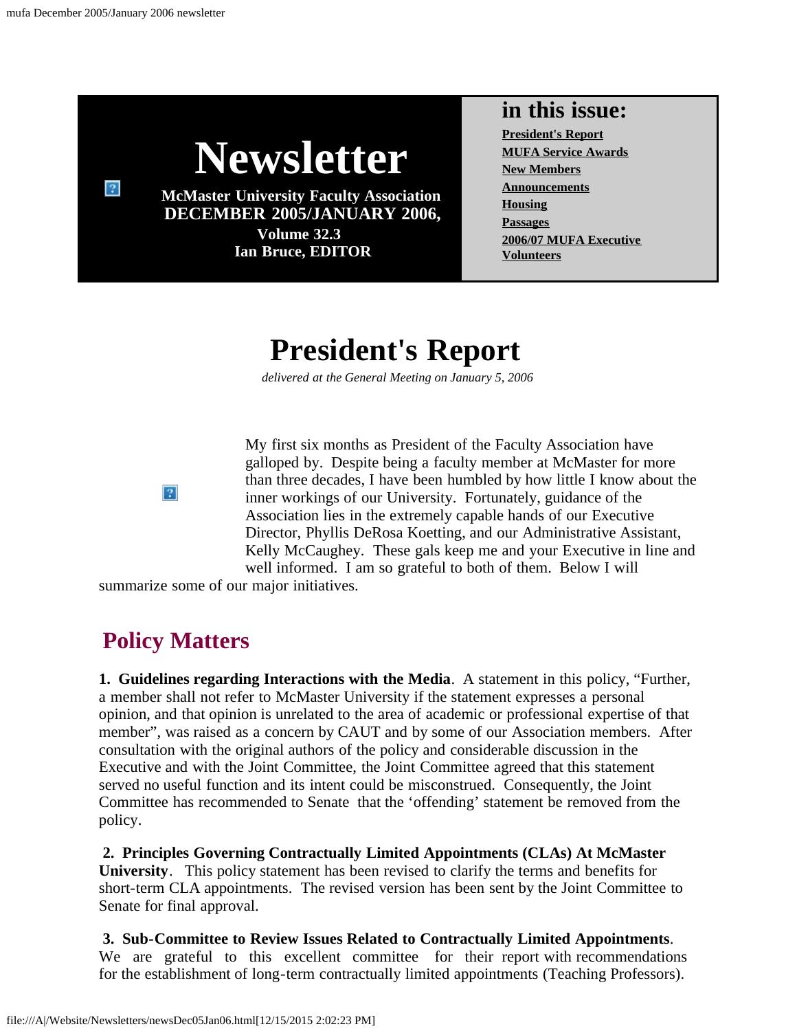# Newsletter

**McMaster University Faculty Association**
**DECEMBER 2005/JANUARY 2006,**
**Volume 32.3**
**Ian Bruce, EDITOR**

## in this issue:

- President's Report
- MUFA Service Awards
- New Members
- Announcements
- Housing
- Passages
- 2006/07 MUFA Executive
- Volunteers

# President's Report

*delivered at the General Meeting on January 5, 2006*

My first six months as President of the Faculty Association have galloped by. Despite being a faculty member at McMaster for more than three decades, I have been humbled by how little I know about the inner workings of our University. Fortunately, guidance of the Association lies in the extremely capable hands of our Executive Director, Phyllis DeRosa Koetting, and our Administrative Assistant, Kelly McCaughey. These gals keep me and your Executive in line and well informed. I am so grateful to both of them. Below I will summarize some of our major initiatives.

## Policy Matters

**1. Guidelines regarding Interactions with the Media**. A statement in this policy, "Further, a member shall not refer to McMaster University if the statement expresses a personal opinion, and that opinion is unrelated to the area of academic or professional expertise of that member", was raised as a concern by CAUT and by some of our Association members. After consultation with the original authors of the policy and considerable discussion in the Executive and with the Joint Committee, the Joint Committee agreed that this statement served no useful function and its intent could be misconstrued. Consequently, the Joint Committee has recommended to Senate that the 'offending' statement be removed from the policy.

**2. Principles Governing Contractually Limited Appointments (CLAs) At McMaster University**. This policy statement has been revised to clarify the terms and benefits for short-term CLA appointments. The revised version has been sent by the Joint Committee to Senate for final approval.

**3. Sub-Committee to Review Issues Related to Contractually Limited Appointments**. We are grateful to this excellent committee for their report with recommendations for the establishment of long-term contractually limited appointments (Teaching Professors).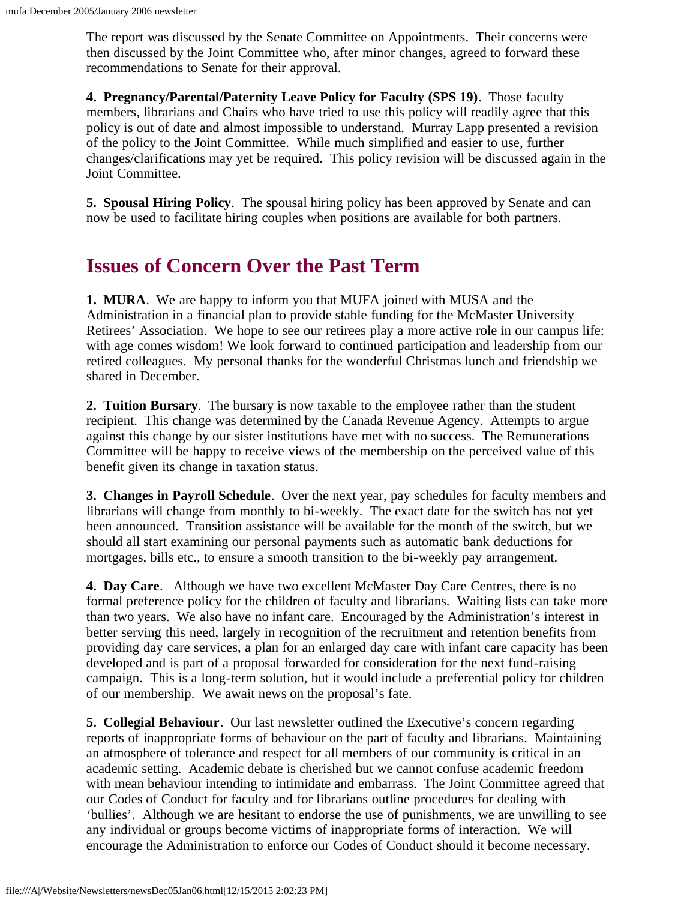The report was discussed by the Senate Committee on Appointments. Their concerns were then discussed by the Joint Committee who, after minor changes, agreed to forward these recommendations to Senate for their approval.

**4. Pregnancy/Parental/Paternity Leave Policy for Faculty (SPS 19)**. Those faculty members, librarians and Chairs who have tried to use this policy will readily agree that this policy is out of date and almost impossible to understand. Murray Lapp presented a revision of the policy to the Joint Committee. While much simplified and easier to use, further changes/clarifications may yet be required. This policy revision will be discussed again in the Joint Committee.

**5. Spousal Hiring Policy**. The spousal hiring policy has been approved by Senate and can now be used to facilitate hiring couples when positions are available for both partners.

## Issues of Concern Over the Past Term

**1. MURA**. We are happy to inform you that MUFA joined with MUSA and the Administration in a financial plan to provide stable funding for the McMaster University Retirees' Association. We hope to see our retirees play a more active role in our campus life: with age comes wisdom! We look forward to continued participation and leadership from our retired colleagues. My personal thanks for the wonderful Christmas lunch and friendship we shared in December.

**2. Tuition Bursary**. The bursary is now taxable to the employee rather than the student recipient. This change was determined by the Canada Revenue Agency. Attempts to argue against this change by our sister institutions have met with no success. The Remunerations Committee will be happy to receive views of the membership on the perceived value of this benefit given its change in taxation status.

**3. Changes in Payroll Schedule**. Over the next year, pay schedules for faculty members and librarians will change from monthly to bi-weekly. The exact date for the switch has not yet been announced. Transition assistance will be available for the month of the switch, but we should all start examining our personal payments such as automatic bank deductions for mortgages, bills etc., to ensure a smooth transition to the bi-weekly pay arrangement.

**4. Day Care**. Although we have two excellent McMaster Day Care Centres, there is no formal preference policy for the children of faculty and librarians. Waiting lists can take more than two years. We also have no infant care. Encouraged by the Administration's interest in better serving this need, largely in recognition of the recruitment and retention benefits from providing day care services, a plan for an enlarged day care with infant care capacity has been developed and is part of a proposal forwarded for consideration for the next fund-raising campaign. This is a long-term solution, but it would include a preferential policy for children of our membership. We await news on the proposal's fate.

**5. Collegial Behaviour**. Our last newsletter outlined the Executive's concern regarding reports of inappropriate forms of behaviour on the part of faculty and librarians. Maintaining an atmosphere of tolerance and respect for all members of our community is critical in an academic setting. Academic debate is cherished but we cannot confuse academic freedom with mean behaviour intending to intimidate and embarrass. The Joint Committee agreed that our Codes of Conduct for faculty and for librarians outline procedures for dealing with 'bullies'. Although we are hesitant to endorse the use of punishments, we are unwilling to see any individual or groups become victims of inappropriate forms of interaction. We will encourage the Administration to enforce our Codes of Conduct should it become necessary.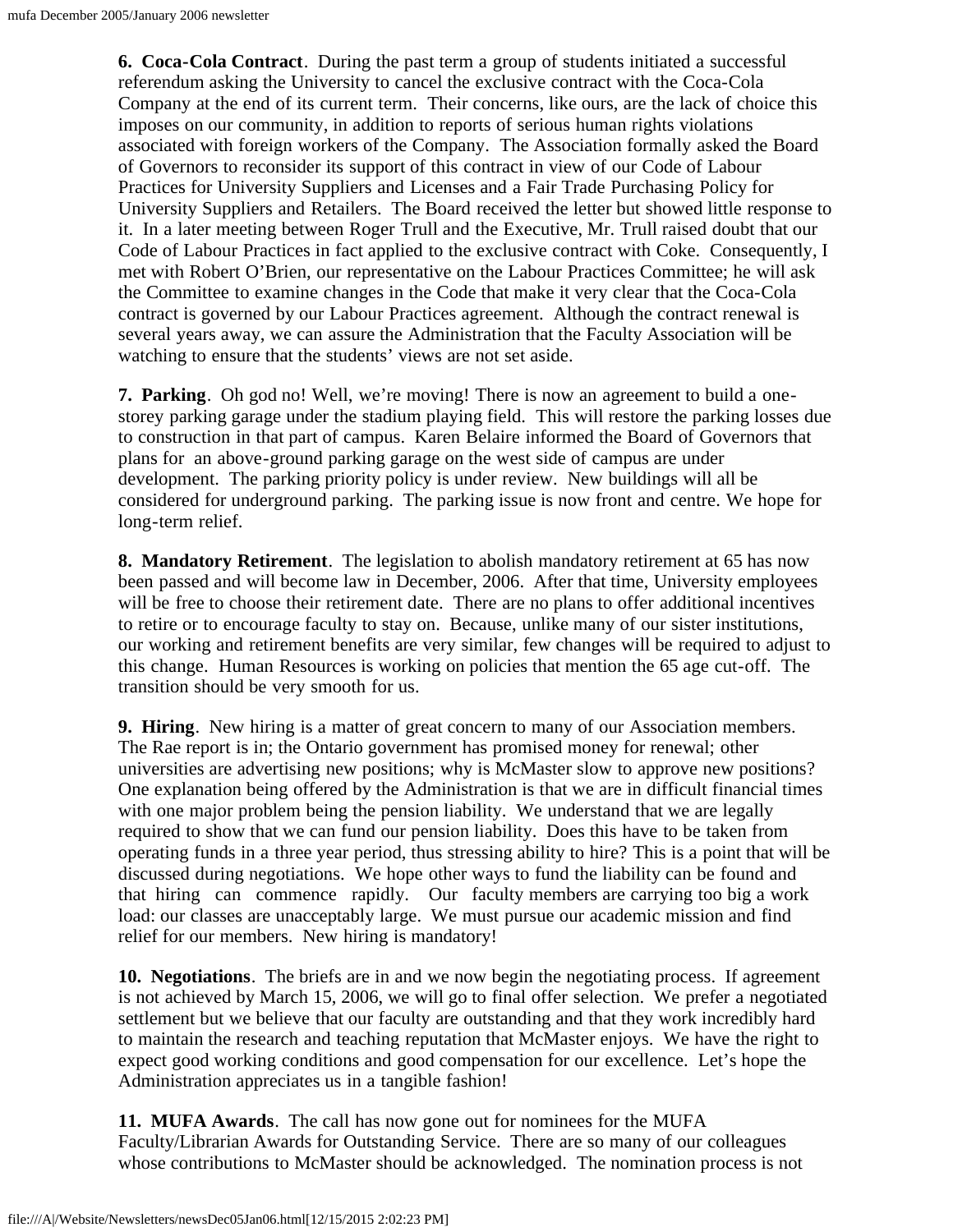**6. Coca-Cola Contract**. During the past term a group of students initiated a successful referendum asking the University to cancel the exclusive contract with the Coca-Cola Company at the end of its current term. Their concerns, like ours, are the lack of choice this imposes on our community, in addition to reports of serious human rights violations associated with foreign workers of the Company. The Association formally asked the Board of Governors to reconsider its support of this contract in view of our Code of Labour Practices for University Suppliers and Licenses and a Fair Trade Purchasing Policy for University Suppliers and Retailers. The Board received the letter but showed little response to it. In a later meeting between Roger Trull and the Executive, Mr. Trull raised doubt that our Code of Labour Practices in fact applied to the exclusive contract with Coke. Consequently, I met with Robert O'Brien, our representative on the Labour Practices Committee; he will ask the Committee to examine changes in the Code that make it very clear that the Coca-Cola contract is governed by our Labour Practices agreement. Although the contract renewal is several years away, we can assure the Administration that the Faculty Association will be watching to ensure that the students' views are not set aside.

**7. Parking**. Oh god no! Well, we're moving! There is now an agreement to build a one-storey parking garage under the stadium playing field. This will restore the parking losses due to construction in that part of campus. Karen Belaire informed the Board of Governors that plans for an above-ground parking garage on the west side of campus are under development. The parking priority policy is under review. New buildings will all be considered for underground parking. The parking issue is now front and centre. We hope for long-term relief.

**8. Mandatory Retirement**. The legislation to abolish mandatory retirement at 65 has now been passed and will become law in December, 2006. After that time, University employees will be free to choose their retirement date. There are no plans to offer additional incentives to retire or to encourage faculty to stay on. Because, unlike many of our sister institutions, our working and retirement benefits are very similar, few changes will be required to adjust to this change. Human Resources is working on policies that mention the 65 age cut-off. The transition should be very smooth for us.

**9. Hiring**. New hiring is a matter of great concern to many of our Association members. The Rae report is in; the Ontario government has promised money for renewal; other universities are advertising new positions; why is McMaster slow to approve new positions? One explanation being offered by the Administration is that we are in difficult financial times with one major problem being the pension liability. We understand that we are legally required to show that we can fund our pension liability. Does this have to be taken from operating funds in a three year period, thus stressing ability to hire? This is a point that will be discussed during negotiations. We hope other ways to fund the liability can be found and that hiring can commence rapidly. Our faculty members are carrying too big a work load: our classes are unacceptably large. We must pursue our academic mission and find relief for our members. New hiring is mandatory!

**10. Negotiations**. The briefs are in and we now begin the negotiating process. If agreement is not achieved by March 15, 2006, we will go to final offer selection. We prefer a negotiated settlement but we believe that our faculty are outstanding and that they work incredibly hard to maintain the research and teaching reputation that McMaster enjoys. We have the right to expect good working conditions and good compensation for our excellence. Let's hope the Administration appreciates us in a tangible fashion!

**11. MUFA Awards**. The call has now gone out for nominees for the MUFA Faculty/Librarian Awards for Outstanding Service. There are so many of our colleagues whose contributions to McMaster should be acknowledged. The nomination process is not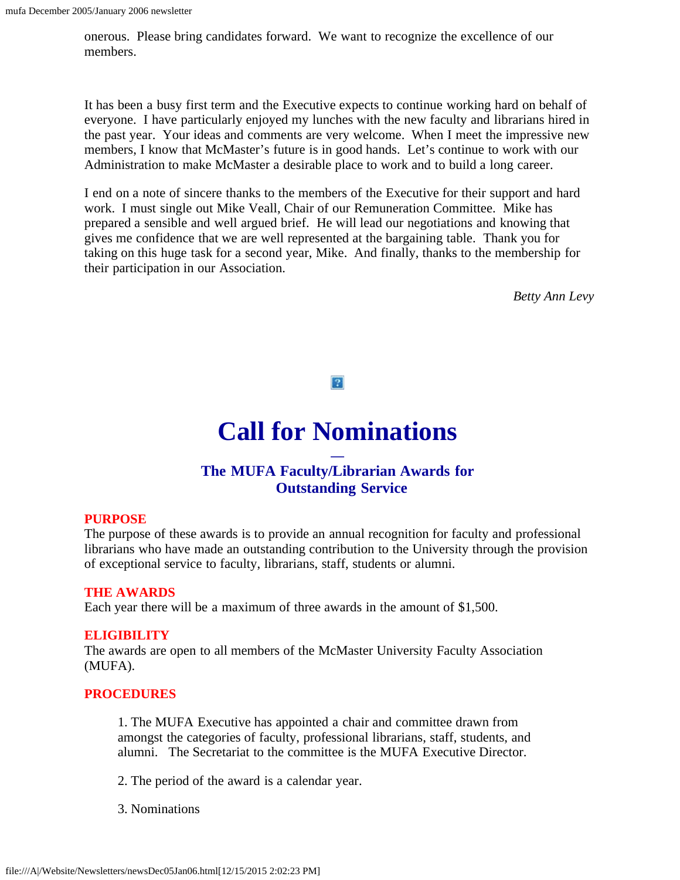onerous. Please bring candidates forward. We want to recognize the excellence of our members.

It has been a busy first term and the Executive expects to continue working hard on behalf of everyone. I have particularly enjoyed my lunches with the new faculty and librarians hired in the past year. Your ideas and comments are very welcome. When I meet the impressive new members, I know that McMaster's future is in good hands. Let's continue to work with our Administration to make McMaster a desirable place to work and to build a long career.

I end on a note of sincere thanks to the members of the Executive for their support and hard work. I must single out Mike Veall, Chair of our Remuneration Committee. Mike has prepared a sensible and well argued brief. He will lead our negotiations and knowing that gives me confidence that we are well represented at the bargaining table. Thank you for taking on this huge task for a second year, Mike. And finally, thanks to the membership for their participation in our Association.

*Betty Ann Levy*

# Call for Nominations

## The MUFA Faculty/Librarian Awards for Outstanding Service

**PURPOSE**

The purpose of these awards is to provide an annual recognition for faculty and professional librarians who have made an outstanding contribution to the University through the provision of exceptional service to faculty, librarians, staff, students or alumni.

**THE AWARDS**

Each year there will be a maximum of three awards in the amount of $1,500.

**ELIGIBILITY**

The awards are open to all members of the McMaster University Faculty Association (MUFA).

**PROCEDURES**

1. The MUFA Executive has appointed a chair and committee drawn from amongst the categories of faculty, professional librarians, staff, students, and alumni. The Secretariat to the committee is the MUFA Executive Director.

2. The period of the award is a calendar year.

3. Nominations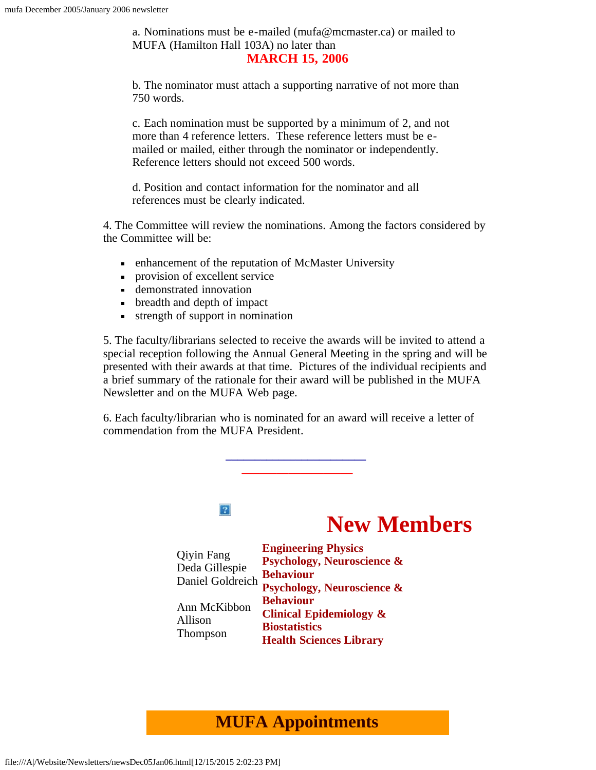a. Nominations must be e-mailed (mufa@mcmaster.ca) or mailed to MUFA (Hamilton Hall 103A) no later than

**MARCH 15, 2006**

b. The nominator must attach a supporting narrative of not more than 750 words.

c. Each nomination must be supported by a minimum of 2, and not more than 4 reference letters. These reference letters must be e-mailed or mailed, either through the nominator or independently. Reference letters should not exceed 500 words.

d. Position and contact information for the nominator and all references must be clearly indicated.

4. The Committee will review the nominations. Among the factors considered by the Committee will be:

- enhancement of the reputation of McMaster University
- provision of excellent service
- demonstrated innovation
- breadth and depth of impact
- strength of support in nomination

5. The faculty/librarians selected to receive the awards will be invited to attend a special reception following the Annual General Meeting in the spring and will be presented with their awards at that time. Pictures of the individual recipients and a brief summary of the rationale for their award will be published in the MUFA Newsletter and on the MUFA Web page.

6. Each faculty/librarian who is nominated for an award will receive a letter of commendation from the MUFA President.

# New Members

| | |
|---|---|
| Qiyin Fang | **Engineering Physics** |
| Deda Gillespie | **Psychology, Neuroscience & Behaviour** |
| Daniel Goldreich | **Psychology, Neuroscience & Behaviour** |
| Ann McKibbon | **Clinical Epidemiology & Biostatistics** |
| Allison Thompson | **Health Sciences Library** |

# MUFA Appointments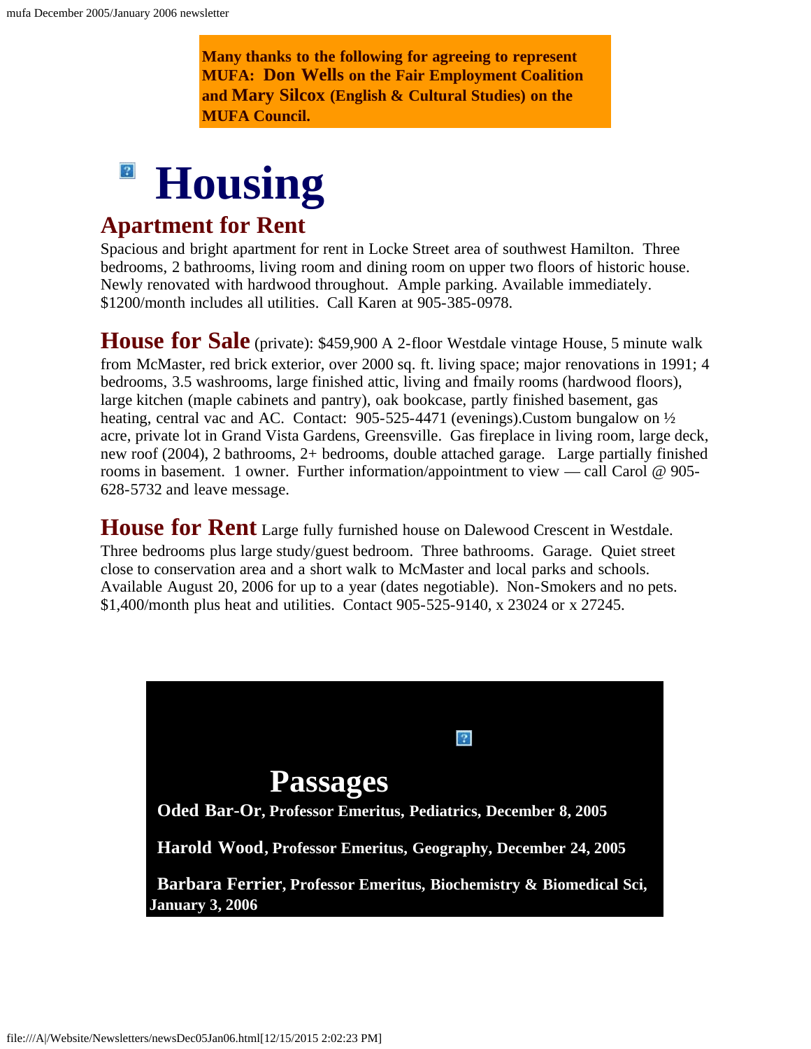**Many thanks to the following for agreeing to represent MUFA: Don Wells on the Fair Employment Coalition and Mary Silcox (English & Cultural Studies) on the MUFA Council.**

# Housing

## Apartment for Rent

Spacious and bright apartment for rent in Locke Street area of southwest Hamilton. Three bedrooms, 2 bathrooms, living room and dining room on upper two floors of historic house. Newly renovated with hardwood throughout. Ample parking. Available immediately. $1200/month includes all utilities. Call Karen at 905-385-0978.

**House for Sale** (private): $459,900 A 2-floor Westdale vintage House, 5 minute walk from McMaster, red brick exterior, over 2000 sq. ft. living space; major renovations in 1991; 4 bedrooms, 3.5 washrooms, large finished attic, living and fmaily rooms (hardwood floors), large kitchen (maple cabinets and pantry), oak bookcase, partly finished basement, gas heating, central vac and AC. Contact: 905-525-4471 (evenings).Custom bungalow on ½ acre, private lot in Grand Vista Gardens, Greensville. Gas fireplace in living room, large deck, new roof (2004), 2 bathrooms, 2+ bedrooms, double attached garage. Large partially finished rooms in basement. 1 owner. Further information/appointment to view — call Carol @ 905-628-5732 and leave message.

**House for Rent** Large fully furnished house on Dalewood Crescent in Westdale. Three bedrooms plus large study/guest bedroom. Three bathrooms. Garage. Quiet street close to conservation area and a short walk to McMaster and local parks and schools. Available August 20, 2006 for up to a year (dates negotiable). Non-Smokers and no pets. $1,400/month plus heat and utilities. Contact 905-525-9140, x 23024 or x 27245.

## Passages

**Oded Bar-Or, Professor Emeritus, Pediatrics, December 8, 2005**

**Harold Wood, Professor Emeritus, Geography, December 24, 2005**

**Barbara Ferrier, Professor Emeritus, Biochemistry & Biomedical Sci, January 3, 2006**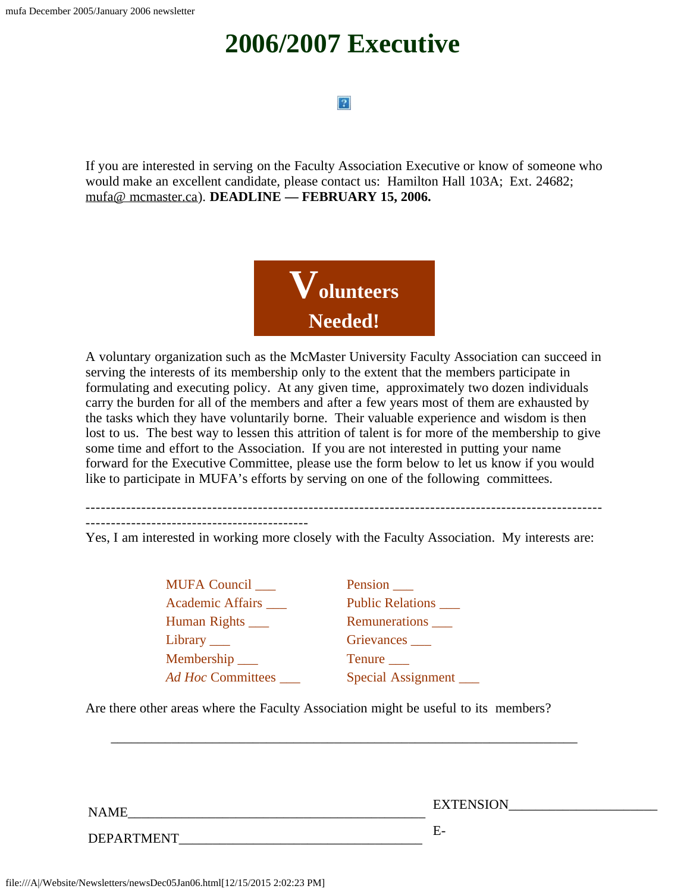# 2006/2007 Executive

If you are interested in serving on the Faculty Association Executive or know of someone who would make an excellent candidate, please contact us: Hamilton Hall 103A; Ext. 24682; mufa@ mcmaster.ca). **DEADLINE — FEBRUARY 15, 2006.**

## Volunteers Needed!

A voluntary organization such as the McMaster University Faculty Association can succeed in serving the interests of its membership only to the extent that the members participate in formulating and executing policy. At any given time, approximately two dozen individuals carry the burden for all of the members and after a few years most of them are exhausted by the tasks which they have voluntarily borne. Their valuable experience and wisdom is then lost to us. The best way to lessen this attrition of talent is for more of the membership to give some time and effort to the Association. If you are not interested in putting your name forward for the Executive Committee, please use the form below to let us know if you would like to participate in MUFA's efforts by serving on one of the following committees.

---

Yes, I am interested in working more closely with the Faculty Association. My interests are:

| | |
|---|---|
| MUFA Council ___ | Pension ___ |
| Academic Affairs ___ | Public Relations ___ |
| Human Rights ___ | Remunerations ___ |
| Library ___ | Grievances ___ |
| Membership ___ | Tenure ___ |
| *Ad Hoc* Committees ___ | Special Assignment ___ |

Are there other areas where the Faculty Association might be useful to its members?

_____________________________________________________________________

NAME_____________________________________________ EXTENSION_____________________

DEPARTMENT__________________________________ E-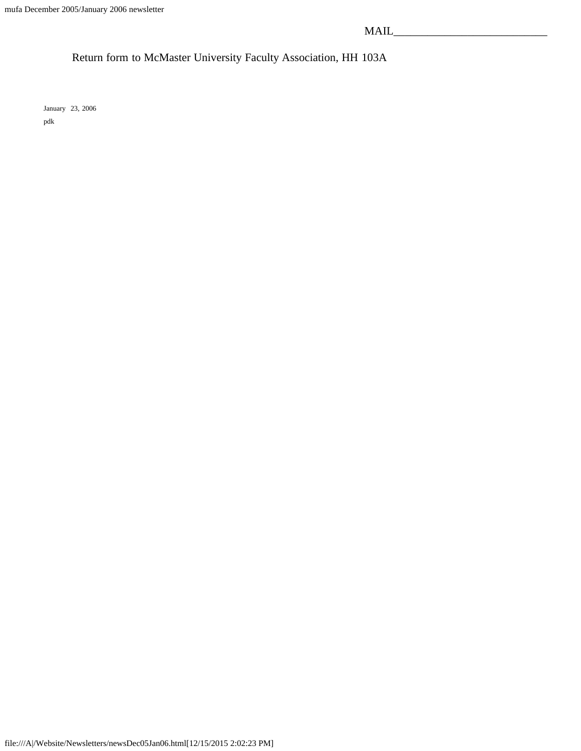MAIL___________________________

Return form to McMaster University Faculty Association, HH 103A

January 23, 2006

pdk